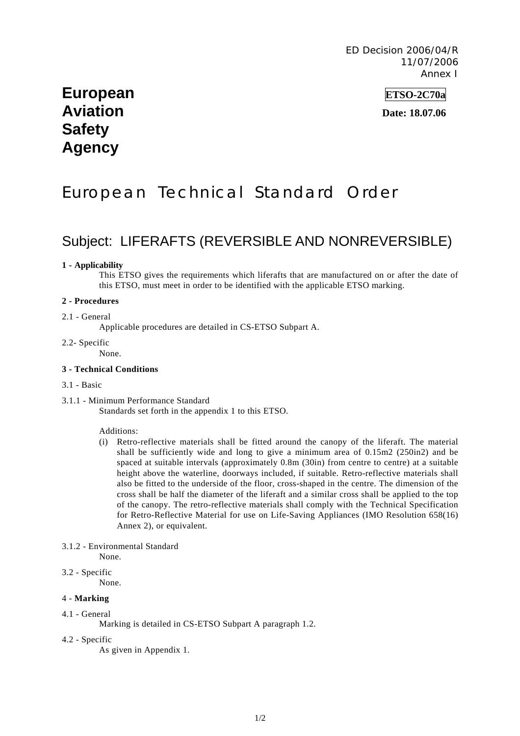ED Decision 2006/04/R
11/07/2006
Annex I

**European Aviation Safety Agency**

**ETSO-2C70a**

**Date: 18.07.06**

# European Technical Standard Order

## Subject: LIFERAFTS (REVERSIBLE AND NONREVERSIBLE)

**1 - Applicability**

This ETSO gives the requirements which liferafts that are manufactured on or after the date of this ETSO, must meet in order to be identified with the applicable ETSO marking.

**2 - Procedures**

2.1 - General

Applicable procedures are detailed in CS-ETSO Subpart A.

2.2- Specific

None.

**3 - Technical Conditions**

3.1 - Basic

3.1.1 - Minimum Performance Standard

Standards set forth in the appendix 1 to this ETSO.

Additions:

(i) Retro-reflective materials shall be fitted around the canopy of the liferaft. The material shall be sufficiently wide and long to give a minimum area of 0.15m2 (250in2) and be spaced at suitable intervals (approximately 0.8m (30in) from centre to centre) at a suitable height above the waterline, doorways included, if suitable. Retro-reflective materials shall also be fitted to the underside of the floor, cross-shaped in the centre. The dimension of the cross shall be half the diameter of the liferaft and a similar cross shall be applied to the top of the canopy. The retro-reflective materials shall comply with the Technical Specification for Retro-Reflective Material for use on Life-Saving Appliances (IMO Resolution 658(16) Annex 2), or equivalent.

3.1.2 - Environmental Standard

None.

3.2 - Specific

None.

4 - **Marking**

4.1 - General

Marking is detailed in CS-ETSO Subpart A paragraph 1.2.

4.2 - Specific

As given in Appendix 1.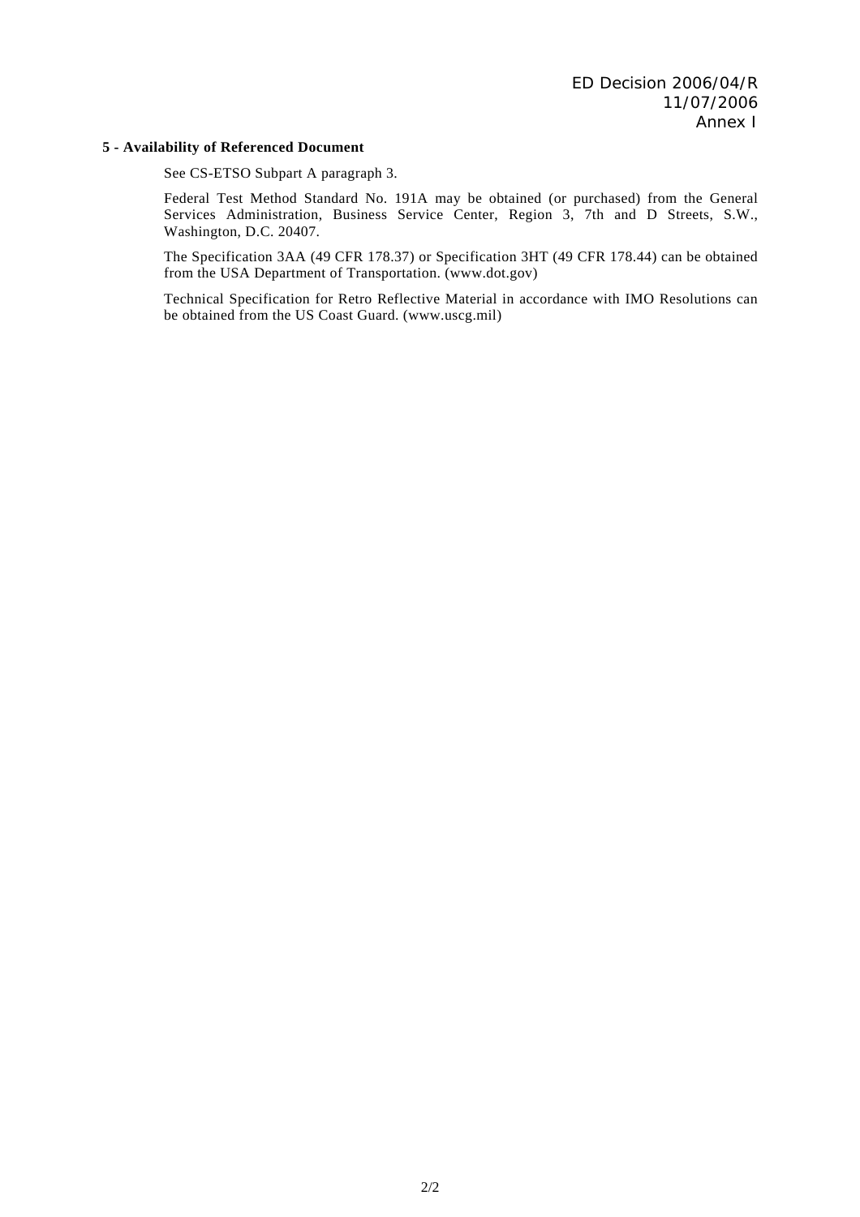**5 - Availability of Referenced Document**

See CS-ETSO Subpart A paragraph 3.

Federal Test Method Standard No. 191A may be obtained (or purchased) from the General Services Administration, Business Service Center, Region 3, 7th and D Streets, S.W., Washington, D.C. 20407.

The Specification 3AA (49 CFR 178.37) or Specification 3HT (49 CFR 178.44) can be obtained from the USA Department of Transportation. (www.dot.gov)

Technical Specification for Retro Reflective Material in accordance with IMO Resolutions can be obtained from the US Coast Guard. (www.uscg.mil)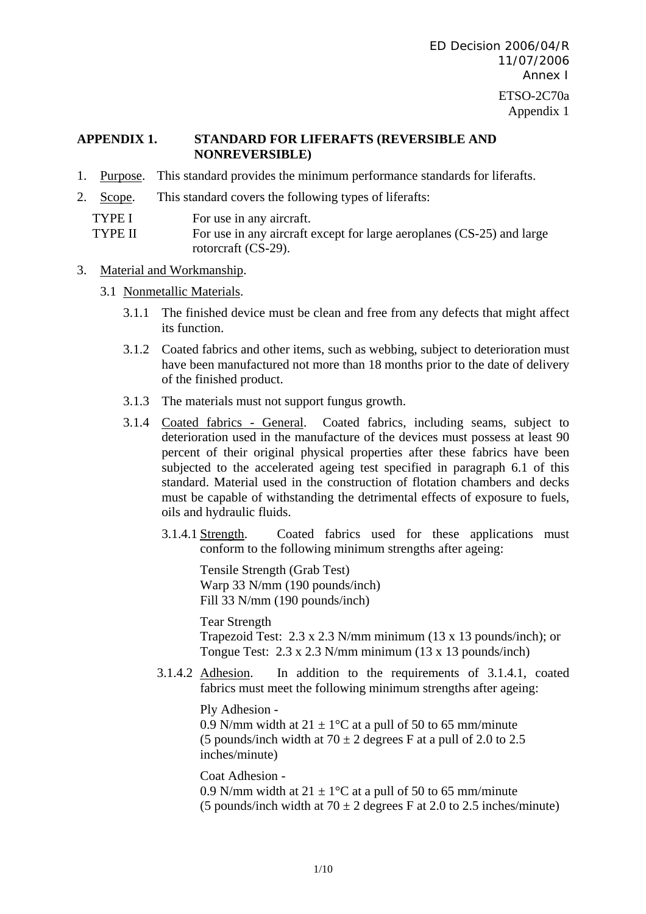**APPENDIX 1. STANDARD FOR LIFERAFTS (REVERSIBLE AND NONREVERSIBLE)**

1. Purpose. This standard provides the minimum performance standards for liferafts.

2. Scope. This standard covers the following types of liferafts:

   TYPE I — For use in any aircraft.
   TYPE II — For use in any aircraft except for large aeroplanes (CS-25) and large rotorcraft (CS-29).

3. Material and Workmanship.

   3.1 Nonmetallic Materials.

   3.1.1 The finished device must be clean and free from any defects that might affect its function.

   3.1.2 Coated fabrics and other items, such as webbing, subject to deterioration must have been manufactured not more than 18 months prior to the date of delivery of the finished product.

   3.1.3 The materials must not support fungus growth.

   3.1.4 Coated fabrics - General. Coated fabrics, including seams, subject to deterioration used in the manufacture of the devices must possess at least 90 percent of their original physical properties after these fabrics have been subjected to the accelerated ageing test specified in paragraph 6.1 of this standard. Material used in the construction of flotation chambers and decks must be capable of withstanding the detrimental effects of exposure to fuels, oils and hydraulic fluids.

   3.1.4.1 Strength. Coated fabrics used for these applications must conform to the following minimum strengths after ageing:

   Tensile Strength (Grab Test)
   Warp 33 N/mm (190 pounds/inch)
   Fill 33 N/mm (190 pounds/inch)

   Tear Strength
   Trapezoid Test: 2.3 x 2.3 N/mm minimum (13 x 13 pounds/inch); or
   Tongue Test: 2.3 x 2.3 N/mm minimum (13 x 13 pounds/inch)

   3.1.4.2 Adhesion. In addition to the requirements of 3.1.4.1, coated fabrics must meet the following minimum strengths after ageing:

   Ply Adhesion -
   0.9 N/mm width at 21 ± 1°C at a pull of 50 to 65 mm/minute
   (5 pounds/inch width at 70 ± 2 degrees F at a pull of 2.0 to 2.5 inches/minute)

   Coat Adhesion -
   0.9 N/mm width at 21 ± 1°C at a pull of 50 to 65 mm/minute
   (5 pounds/inch width at 70 ± 2 degrees F at 2.0 to 2.5 inches/minute)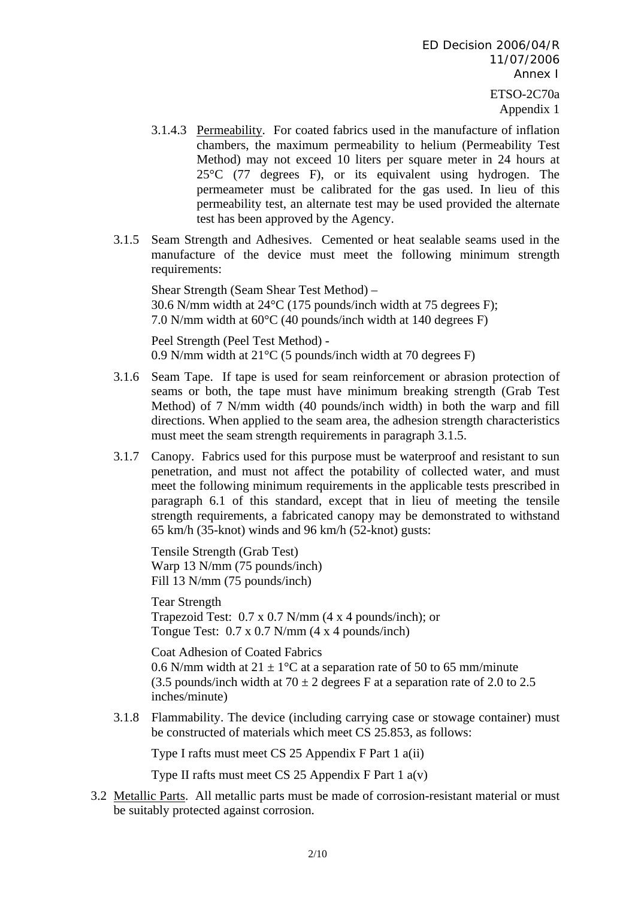3.1.4.3 Permeability. For coated fabrics used in the manufacture of inflation chambers, the maximum permeability to helium (Permeability Test Method) may not exceed 10 liters per square meter in 24 hours at 25°C (77 degrees F), or its equivalent using hydrogen. The permeameter must be calibrated for the gas used. In lieu of this permeability test, an alternate test may be used provided the alternate test has been approved by the Agency.

3.1.5 Seam Strength and Adhesives. Cemented or heat sealable seams used in the manufacture of the device must meet the following minimum strength requirements:

Shear Strength (Seam Shear Test Method) –
30.6 N/mm width at 24°C (175 pounds/inch width at 75 degrees F);
7.0 N/mm width at 60°C (40 pounds/inch width at 140 degrees F)

Peel Strength (Peel Test Method) -
0.9 N/mm width at 21°C (5 pounds/inch width at 70 degrees F)

3.1.6 Seam Tape. If tape is used for seam reinforcement or abrasion protection of seams or both, the tape must have minimum breaking strength (Grab Test Method) of 7 N/mm width (40 pounds/inch width) in both the warp and fill directions. When applied to the seam area, the adhesion strength characteristics must meet the seam strength requirements in paragraph 3.1.5.

3.1.7 Canopy. Fabrics used for this purpose must be waterproof and resistant to sun penetration, and must not affect the potability of collected water, and must meet the following minimum requirements in the applicable tests prescribed in paragraph 6.1 of this standard, except that in lieu of meeting the tensile strength requirements, a fabricated canopy may be demonstrated to withstand 65 km/h (35-knot) winds and 96 km/h (52-knot) gusts:

Tensile Strength (Grab Test)
Warp 13 N/mm (75 pounds/inch)
Fill 13 N/mm (75 pounds/inch)

Tear Strength
Trapezoid Test: 0.7 x 0.7 N/mm (4 x 4 pounds/inch); or
Tongue Test: 0.7 x 0.7 N/mm (4 x 4 pounds/inch)

Coat Adhesion of Coated Fabrics
0.6 N/mm width at $21 \pm 1$°C at a separation rate of 50 to 65 mm/minute
(3.5 pounds/inch width at $70 \pm 2$ degrees F at a separation rate of 2.0 to 2.5 inches/minute)

3.1.8 Flammability. The device (including carrying case or stowage container) must be constructed of materials which meet CS 25.853, as follows:

Type I rafts must meet CS 25 Appendix F Part 1 a(ii)

Type II rafts must meet CS 25 Appendix F Part 1 a(v)

3.2 Metallic Parts. All metallic parts must be made of corrosion-resistant material or must be suitably protected against corrosion.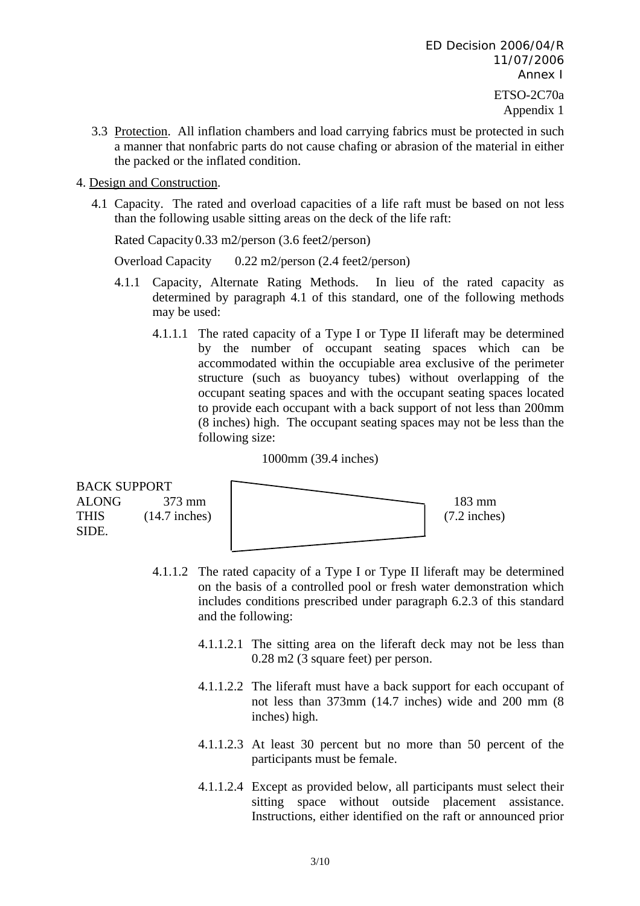3.3 Protection. All inflation chambers and load carrying fabrics must be protected in such a manner that nonfabric parts do not cause chafing or abrasion of the material in either the packed or the inflated condition.

4. Design and Construction.

4.1 Capacity. The rated and overload capacities of a life raft must be based on not less than the following usable sitting areas on the deck of the life raft:

Rated Capacity 0.33 m2/person (3.6 feet2/person)

Overload Capacity 0.22 m2/person (2.4 feet2/person)

4.1.1 Capacity, Alternate Rating Methods. In lieu of the rated capacity as determined by paragraph 4.1 of this standard, one of the following methods may be used:

4.1.1.1 The rated capacity of a Type I or Type II liferaft may be determined by the number of occupant seating spaces which can be accommodated within the occupiable area exclusive of the perimeter structure (such as buoyancy tubes) without overlapping of the occupant seating spaces and with the occupant seating spaces located to provide each occupant with a back support of not less than 200mm (8 inches) high. The occupant seating spaces may not be less than the following size:

1000mm (39.4 inches)

BACK SUPPORT ALONG THIS SIDE.

373 mm (14.7 inches)

183 mm (7.2 inches)

4.1.1.2 The rated capacity of a Type I or Type II liferaft may be determined on the basis of a controlled pool or fresh water demonstration which includes conditions prescribed under paragraph 6.2.3 of this standard and the following:

4.1.1.2.1 The sitting area on the liferaft deck may not be less than 0.28 m2 (3 square feet) per person.

4.1.1.2.2 The liferaft must have a back support for each occupant of not less than 373mm (14.7 inches) wide and 200 mm (8 inches) high.

4.1.1.2.3 At least 30 percent but no more than 50 percent of the participants must be female.

4.1.1.2.4 Except as provided below, all participants must select their sitting space without outside placement assistance. Instructions, either identified on the raft or announced prior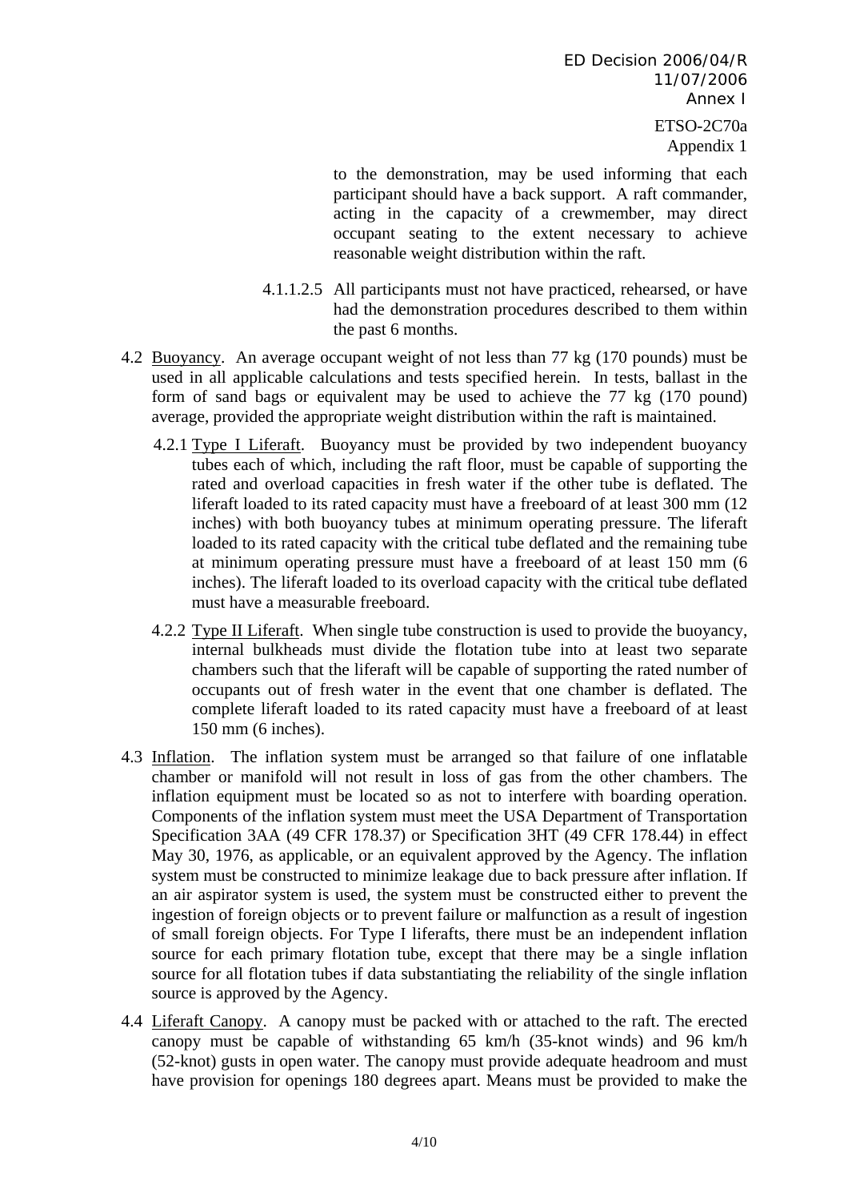to the demonstration, may be used informing that each participant should have a back support. A raft commander, acting in the capacity of a crewmember, may direct occupant seating to the extent necessary to achieve reasonable weight distribution within the raft.

4.1.1.2.5 All participants must not have practiced, rehearsed, or have had the demonstration procedures described to them within the past 6 months.

4.2 Buoyancy. An average occupant weight of not less than 77 kg (170 pounds) must be used in all applicable calculations and tests specified herein. In tests, ballast in the form of sand bags or equivalent may be used to achieve the 77 kg (170 pound) average, provided the appropriate weight distribution within the raft is maintained.

4.2.1 Type I Liferaft. Buoyancy must be provided by two independent buoyancy tubes each of which, including the raft floor, must be capable of supporting the rated and overload capacities in fresh water if the other tube is deflated. The liferaft loaded to its rated capacity must have a freeboard of at least 300 mm (12 inches) with both buoyancy tubes at minimum operating pressure. The liferaft loaded to its rated capacity with the critical tube deflated and the remaining tube at minimum operating pressure must have a freeboard of at least 150 mm (6 inches). The liferaft loaded to its overload capacity with the critical tube deflated must have a measurable freeboard.

4.2.2 Type II Liferaft. When single tube construction is used to provide the buoyancy, internal bulkheads must divide the flotation tube into at least two separate chambers such that the liferaft will be capable of supporting the rated number of occupants out of fresh water in the event that one chamber is deflated. The complete liferaft loaded to its rated capacity must have a freeboard of at least 150 mm (6 inches).

4.3 Inflation. The inflation system must be arranged so that failure of one inflatable chamber or manifold will not result in loss of gas from the other chambers. The inflation equipment must be located so as not to interfere with boarding operation. Components of the inflation system must meet the USA Department of Transportation Specification 3AA (49 CFR 178.37) or Specification 3HT (49 CFR 178.44) in effect May 30, 1976, as applicable, or an equivalent approved by the Agency. The inflation system must be constructed to minimize leakage due to back pressure after inflation. If an air aspirator system is used, the system must be constructed either to prevent the ingestion of foreign objects or to prevent failure or malfunction as a result of ingestion of small foreign objects. For Type I liferafts, there must be an independent inflation source for each primary flotation tube, except that there may be a single inflation source for all flotation tubes if data substantiating the reliability of the single inflation source is approved by the Agency.

4.4 Liferaft Canopy. A canopy must be packed with or attached to the raft. The erected canopy must be capable of withstanding 65 km/h (35-knot winds) and 96 km/h (52-knot) gusts in open water. The canopy must provide adequate headroom and must have provision for openings 180 degrees apart. Means must be provided to make the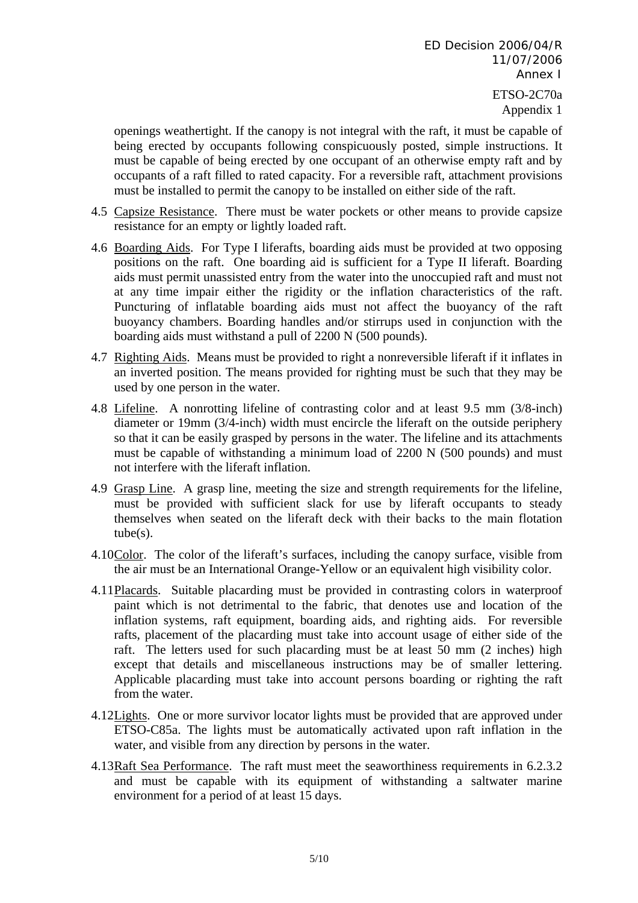openings weathertight. If the canopy is not integral with the raft, it must be capable of being erected by occupants following conspicuously posted, simple instructions. It must be capable of being erected by one occupant of an otherwise empty raft and by occupants of a raft filled to rated capacity. For a reversible raft, attachment provisions must be installed to permit the canopy to be installed on either side of the raft.

4.5 Capsize Resistance. There must be water pockets or other means to provide capsize resistance for an empty or lightly loaded raft.

4.6 Boarding Aids. For Type I liferafts, boarding aids must be provided at two opposing positions on the raft. One boarding aid is sufficient for a Type II liferaft. Boarding aids must permit unassisted entry from the water into the unoccupied raft and must not at any time impair either the rigidity or the inflation characteristics of the raft. Puncturing of inflatable boarding aids must not affect the buoyancy of the raft buoyancy chambers. Boarding handles and/or stirrups used in conjunction with the boarding aids must withstand a pull of 2200 N (500 pounds).

4.7 Righting Aids. Means must be provided to right a nonreversible liferaft if it inflates in an inverted position. The means provided for righting must be such that they may be used by one person in the water.

4.8 Lifeline. A nonrotting lifeline of contrasting color and at least 9.5 mm (3/8-inch) diameter or 19mm (3/4-inch) width must encircle the liferaft on the outside periphery so that it can be easily grasped by persons in the water. The lifeline and its attachments must be capable of withstanding a minimum load of 2200 N (500 pounds) and must not interfere with the liferaft inflation.

4.9 Grasp Line. A grasp line, meeting the size and strength requirements for the lifeline, must be provided with sufficient slack for use by liferaft occupants to steady themselves when seated on the liferaft deck with their backs to the main flotation tube(s).

4.10 Color. The color of the liferaft's surfaces, including the canopy surface, visible from the air must be an International Orange-Yellow or an equivalent high visibility color.

4.11 Placards. Suitable placarding must be provided in contrasting colors in waterproof paint which is not detrimental to the fabric, that denotes use and location of the inflation systems, raft equipment, boarding aids, and righting aids. For reversible rafts, placement of the placarding must take into account usage of either side of the raft. The letters used for such placarding must be at least 50 mm (2 inches) high except that details and miscellaneous instructions may be of smaller lettering. Applicable placarding must take into account persons boarding or righting the raft from the water.

4.12 Lights. One or more survivor locator lights must be provided that are approved under ETSO-C85a. The lights must be automatically activated upon raft inflation in the water, and visible from any direction by persons in the water.

4.13 Raft Sea Performance. The raft must meet the seaworthiness requirements in 6.2.3.2 and must be capable with its equipment of withstanding a saltwater marine environment for a period of at least 15 days.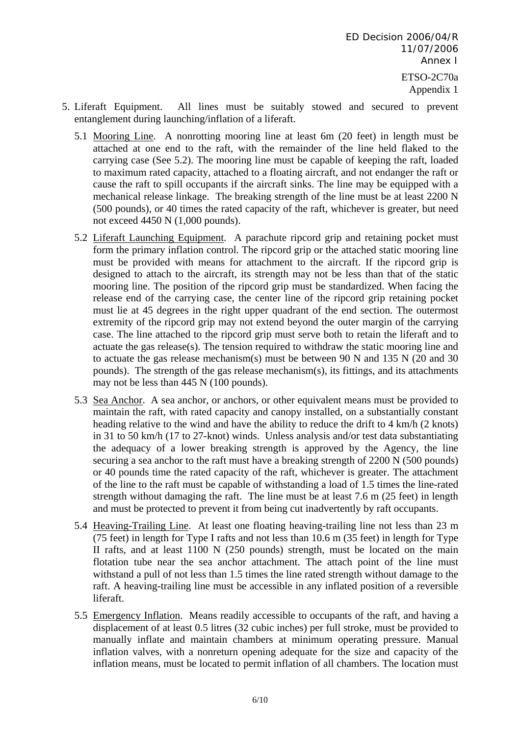5. Liferaft Equipment. All lines must be suitably stowed and secured to prevent entanglement during launching/inflation of a liferaft.

   5.1 Mooring Line. A nonrotting mooring line at least 6m (20 feet) in length must be attached at one end to the raft, with the remainder of the line held flaked to the carrying case (See 5.2). The mooring line must be capable of keeping the raft, loaded to maximum rated capacity, attached to a floating aircraft, and not endanger the raft or cause the raft to spill occupants if the aircraft sinks. The line may be equipped with a mechanical release linkage. The breaking strength of the line must be at least 2200 N (500 pounds), or 40 times the rated capacity of the raft, whichever is greater, but need not exceed 4450 N (1,000 pounds).

   5.2 Liferaft Launching Equipment. A parachute ripcord grip and retaining pocket must form the primary inflation control. The ripcord grip or the attached static mooring line must be provided with means for attachment to the aircraft. If the ripcord grip is designed to attach to the aircraft, its strength may not be less than that of the static mooring line. The position of the ripcord grip must be standardized. When facing the release end of the carrying case, the center line of the ripcord grip retaining pocket must lie at 45 degrees in the right upper quadrant of the end section. The outermost extremity of the ripcord grip may not extend beyond the outer margin of the carrying case. The line attached to the ripcord grip must serve both to retain the liferaft and to actuate the gas release(s). The tension required to withdraw the static mooring line and to actuate the gas release mechanism(s) must be between 90 N and 135 N (20 and 30 pounds). The strength of the gas release mechanism(s), its fittings, and its attachments may not be less than 445 N (100 pounds).

   5.3 Sea Anchor. A sea anchor, or anchors, or other equivalent means must be provided to maintain the raft, with rated capacity and canopy installed, on a substantially constant heading relative to the wind and have the ability to reduce the drift to 4 km/h (2 knots) in 31 to 50 km/h (17 to 27-knot) winds. Unless analysis and/or test data substantiating the adequacy of a lower breaking strength is approved by the Agency, the line securing a sea anchor to the raft must have a breaking strength of 2200 N (500 pounds) or 40 pounds time the rated capacity of the raft, whichever is greater. The attachment of the line to the raft must be capable of withstanding a load of 1.5 times the line-rated strength without damaging the raft. The line must be at least 7.6 m (25 feet) in length and must be protected to prevent it from being cut inadvertently by raft occupants.

   5.4 Heaving-Trailing Line. At least one floating heaving-trailing line not less than 23 m (75 feet) in length for Type I rafts and not less than 10.6 m (35 feet) in length for Type II rafts, and at least 1100 N (250 pounds) strength, must be located on the main flotation tube near the sea anchor attachment. The attach point of the line must withstand a pull of not less than 1.5 times the line rated strength without damage to the raft. A heaving-trailing line must be accessible in any inflated position of a reversible liferaft.

   5.5 Emergency Inflation. Means readily accessible to occupants of the raft, and having a displacement of at least 0.5 litres (32 cubic inches) per full stroke, must be provided to manually inflate and maintain chambers at minimum operating pressure. Manual inflation valves, with a nonreturn opening adequate for the size and capacity of the inflation means, must be located to permit inflation of all chambers. The location must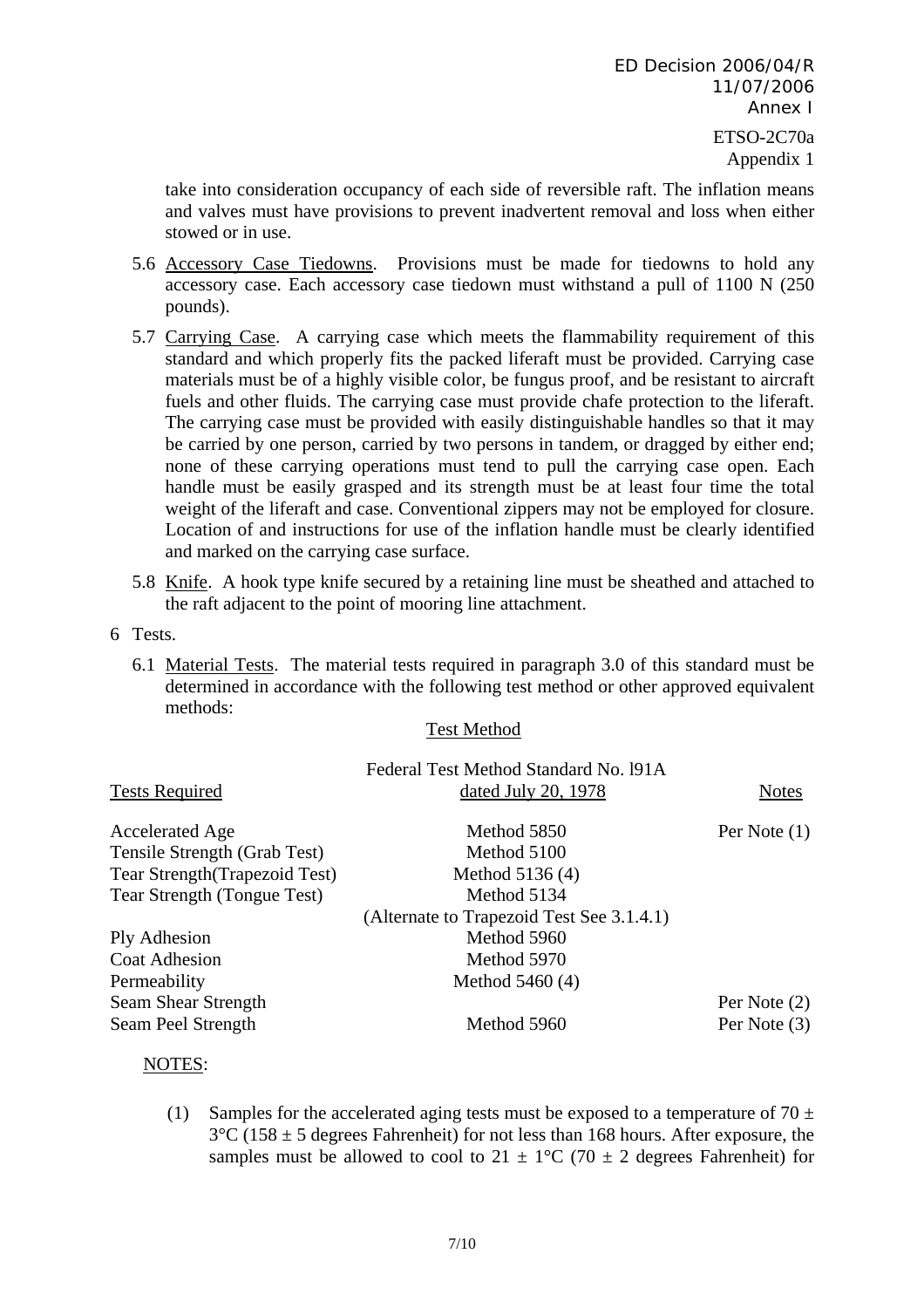take into consideration occupancy of each side of reversible raft. The inflation means and valves must have provisions to prevent inadvertent removal and loss when either stowed or in use.

5.6 Accessory Case Tiedowns. Provisions must be made for tiedowns to hold any accessory case. Each accessory case tiedown must withstand a pull of 1100 N (250 pounds).

5.7 Carrying Case. A carrying case which meets the flammability requirement of this standard and which properly fits the packed liferaft must be provided. Carrying case materials must be of a highly visible color, be fungus proof, and be resistant to aircraft fuels and other fluids. The carrying case must provide chafe protection to the liferaft. The carrying case must be provided with easily distinguishable handles so that it may be carried by one person, carried by two persons in tandem, or dragged by either end; none of these carrying operations must tend to pull the carrying case open. Each handle must be easily grasped and its strength must be at least four time the total weight of the liferaft and case. Conventional zippers may not be employed for closure. Location of and instructions for use of the inflation handle must be clearly identified and marked on the carrying case surface.

5.8 Knife. A hook type knife secured by a retaining line must be sheathed and attached to the raft adjacent to the point of mooring line attachment.

6 Tests.

6.1 Material Tests. The material tests required in paragraph 3.0 of this standard must be determined in accordance with the following test method or other approved equivalent methods:

| Tests Required | Test Method<br>Federal Test Method Standard No. l91A dated July 20, 1978 | Notes |
|---|---|---|
| Accelerated Age | Method 5850 | Per Note (1) |
| Tensile Strength (Grab Test) | Method 5100 | |
| Tear Strength(Trapezoid Test) | Method 5136 (4) | |
| Tear Strength (Tongue Test) | Method 5134<br>(Alternate to Trapezoid Test See 3.1.4.1) | |
| Ply Adhesion | Method 5960 | |
| Coat Adhesion | Method 5970 | |
| Permeability | Method 5460 (4) | |
| Seam Shear Strength | | Per Note (2) |
| Seam Peel Strength | Method 5960 | Per Note (3) |

NOTES:

(1) Samples for the accelerated aging tests must be exposed to a temperature of 70 ± 3°C (158 ± 5 degrees Fahrenheit) for not less than 168 hours. After exposure, the samples must be allowed to cool to 21 ± 1°C (70 ± 2 degrees Fahrenheit) for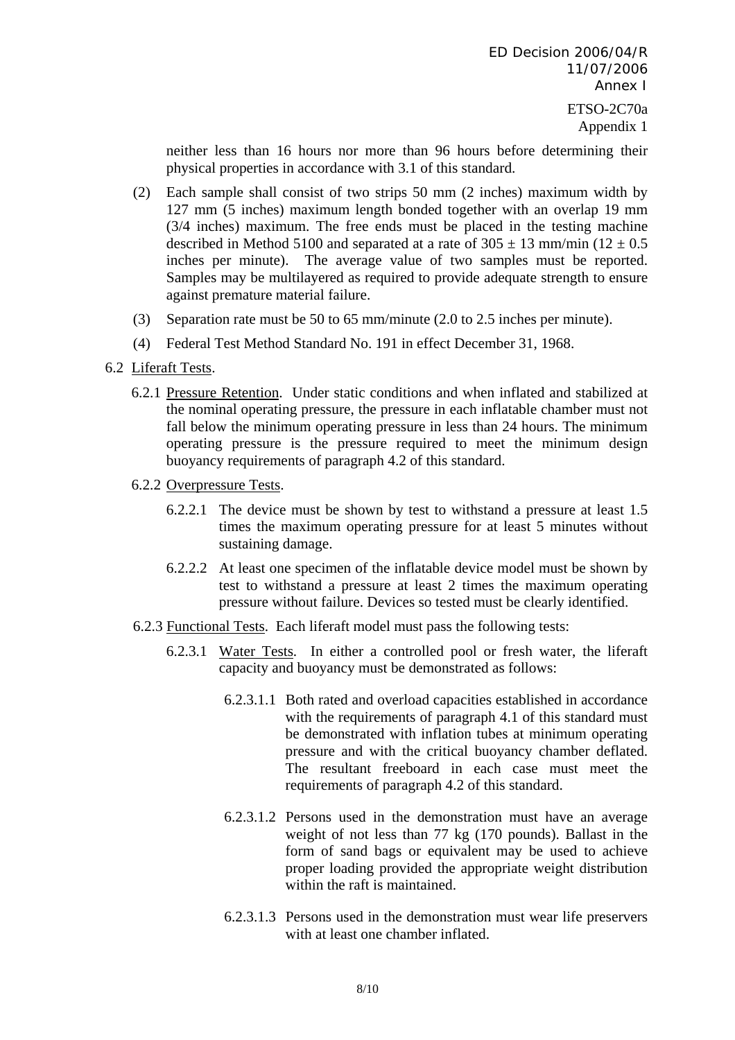neither less than 16 hours nor more than 96 hours before determining their physical properties in accordance with 3.1 of this standard.

(2) Each sample shall consist of two strips 50 mm (2 inches) maximum width by 127 mm (5 inches) maximum length bonded together with an overlap 19 mm (3/4 inches) maximum. The free ends must be placed in the testing machine described in Method 5100 and separated at a rate of 305 ± 13 mm/min (12 ± 0.5 inches per minute). The average value of two samples must be reported. Samples may be multilayered as required to provide adequate strength to ensure against premature material failure.

(3) Separation rate must be 50 to 65 mm/minute (2.0 to 2.5 inches per minute).

(4) Federal Test Method Standard No. 191 in effect December 31, 1968.

6.2 Liferaft Tests.

6.2.1 Pressure Retention. Under static conditions and when inflated and stabilized at the nominal operating pressure, the pressure in each inflatable chamber must not fall below the minimum operating pressure in less than 24 hours. The minimum operating pressure is the pressure required to meet the minimum design buoyancy requirements of paragraph 4.2 of this standard.

6.2.2 Overpressure Tests.

6.2.2.1 The device must be shown by test to withstand a pressure at least 1.5 times the maximum operating pressure for at least 5 minutes without sustaining damage.

6.2.2.2 At least one specimen of the inflatable device model must be shown by test to withstand a pressure at least 2 times the maximum operating pressure without failure. Devices so tested must be clearly identified.

6.2.3 Functional Tests. Each liferaft model must pass the following tests:

6.2.3.1 Water Tests. In either a controlled pool or fresh water, the liferaft capacity and buoyancy must be demonstrated as follows:

6.2.3.1.1 Both rated and overload capacities established in accordance with the requirements of paragraph 4.1 of this standard must be demonstrated with inflation tubes at minimum operating pressure and with the critical buoyancy chamber deflated. The resultant freeboard in each case must meet the requirements of paragraph 4.2 of this standard.

6.2.3.1.2 Persons used in the demonstration must have an average weight of not less than 77 kg (170 pounds). Ballast in the form of sand bags or equivalent may be used to achieve proper loading provided the appropriate weight distribution within the raft is maintained.

6.2.3.1.3 Persons used in the demonstration must wear life preservers with at least one chamber inflated.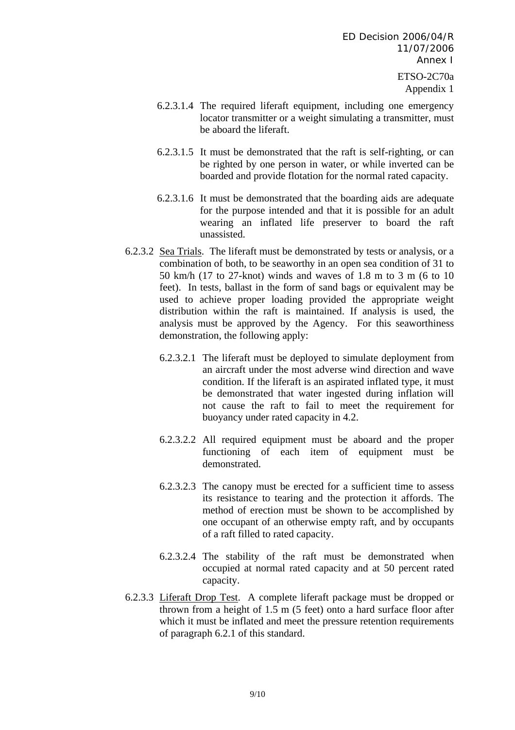6.2.3.1.4 The required liferaft equipment, including one emergency locator transmitter or a weight simulating a transmitter, must be aboard the liferaft.

6.2.3.1.5 It must be demonstrated that the raft is self-righting, or can be righted by one person in water, or while inverted can be boarded and provide flotation for the normal rated capacity.

6.2.3.1.6 It must be demonstrated that the boarding aids are adequate for the purpose intended and that it is possible for an adult wearing an inflated life preserver to board the raft unassisted.

6.2.3.2 Sea Trials. The liferaft must be demonstrated by tests or analysis, or a combination of both, to be seaworthy in an open sea condition of 31 to 50 km/h (17 to 27-knot) winds and waves of 1.8 m to 3 m (6 to 10 feet). In tests, ballast in the form of sand bags or equivalent may be used to achieve proper loading provided the appropriate weight distribution within the raft is maintained. If analysis is used, the analysis must be approved by the Agency. For this seaworthiness demonstration, the following apply:

6.2.3.2.1 The liferaft must be deployed to simulate deployment from an aircraft under the most adverse wind direction and wave condition. If the liferaft is an aspirated inflated type, it must be demonstrated that water ingested during inflation will not cause the raft to fail to meet the requirement for buoyancy under rated capacity in 4.2.

6.2.3.2.2 All required equipment must be aboard and the proper functioning of each item of equipment must be demonstrated.

6.2.3.2.3 The canopy must be erected for a sufficient time to assess its resistance to tearing and the protection it affords. The method of erection must be shown to be accomplished by one occupant of an otherwise empty raft, and by occupants of a raft filled to rated capacity.

6.2.3.2.4 The stability of the raft must be demonstrated when occupied at normal rated capacity and at 50 percent rated capacity.

6.2.3.3 Liferaft Drop Test. A complete liferaft package must be dropped or thrown from a height of 1.5 m (5 feet) onto a hard surface floor after which it must be inflated and meet the pressure retention requirements of paragraph 6.2.1 of this standard.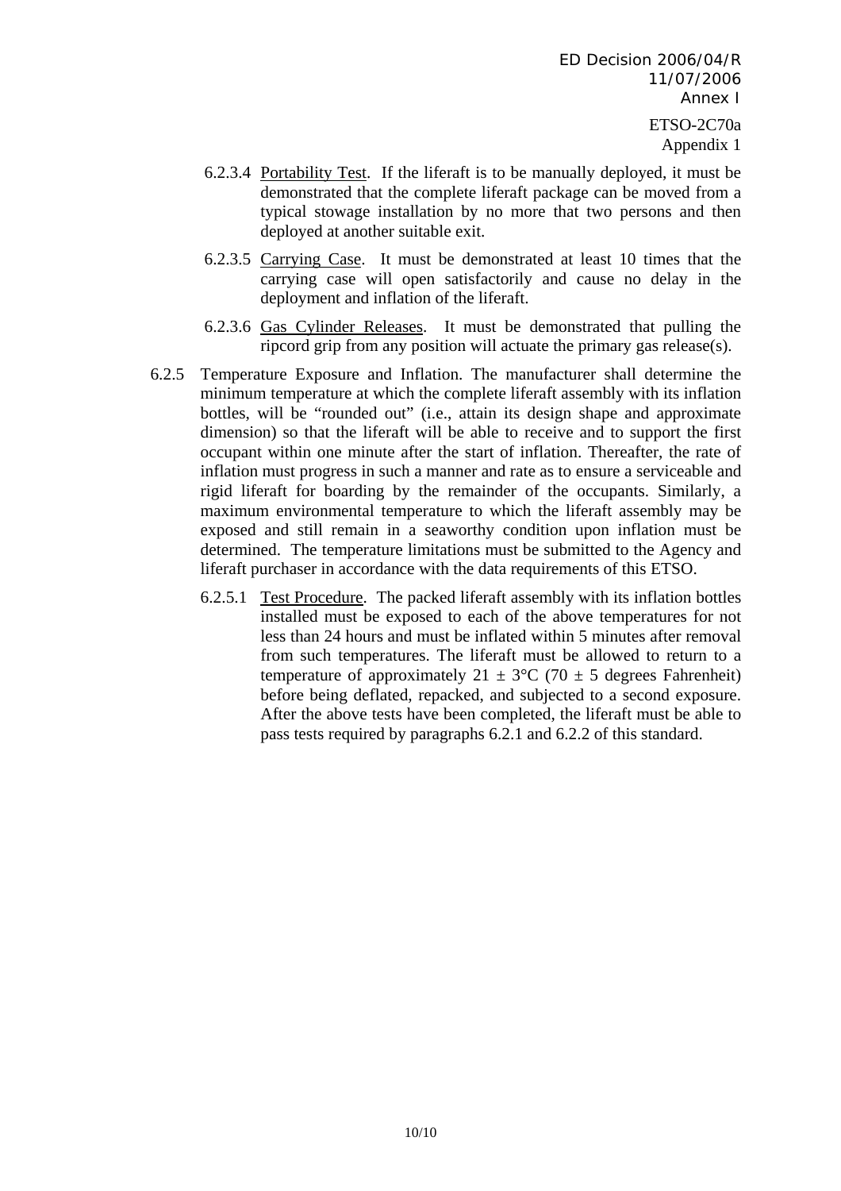6.2.3.4 Portability Test. If the liferaft is to be manually deployed, it must be demonstrated that the complete liferaft package can be moved from a typical stowage installation by no more that two persons and then deployed at another suitable exit.

6.2.3.5 Carrying Case. It must be demonstrated at least 10 times that the carrying case will open satisfactorily and cause no delay in the deployment and inflation of the liferaft.

6.2.3.6 Gas Cylinder Releases. It must be demonstrated that pulling the ripcord grip from any position will actuate the primary gas release(s).

6.2.5 Temperature Exposure and Inflation. The manufacturer shall determine the minimum temperature at which the complete liferaft assembly with its inflation bottles, will be "rounded out" (i.e., attain its design shape and approximate dimension) so that the liferaft will be able to receive and to support the first occupant within one minute after the start of inflation. Thereafter, the rate of inflation must progress in such a manner and rate as to ensure a serviceable and rigid liferaft for boarding by the remainder of the occupants. Similarly, a maximum environmental temperature to which the liferaft assembly may be exposed and still remain in a seaworthy condition upon inflation must be determined. The temperature limitations must be submitted to the Agency and liferaft purchaser in accordance with the data requirements of this ETSO.

6.2.5.1 Test Procedure. The packed liferaft assembly with its inflation bottles installed must be exposed to each of the above temperatures for not less than 24 hours and must be inflated within 5 minutes after removal from such temperatures. The liferaft must be allowed to return to a temperature of approximately $21 \pm 3$°C ($70 \pm 5$ degrees Fahrenheit) before being deflated, repacked, and subjected to a second exposure. After the above tests have been completed, the liferaft must be able to pass tests required by paragraphs 6.2.1 and 6.2.2 of this standard.